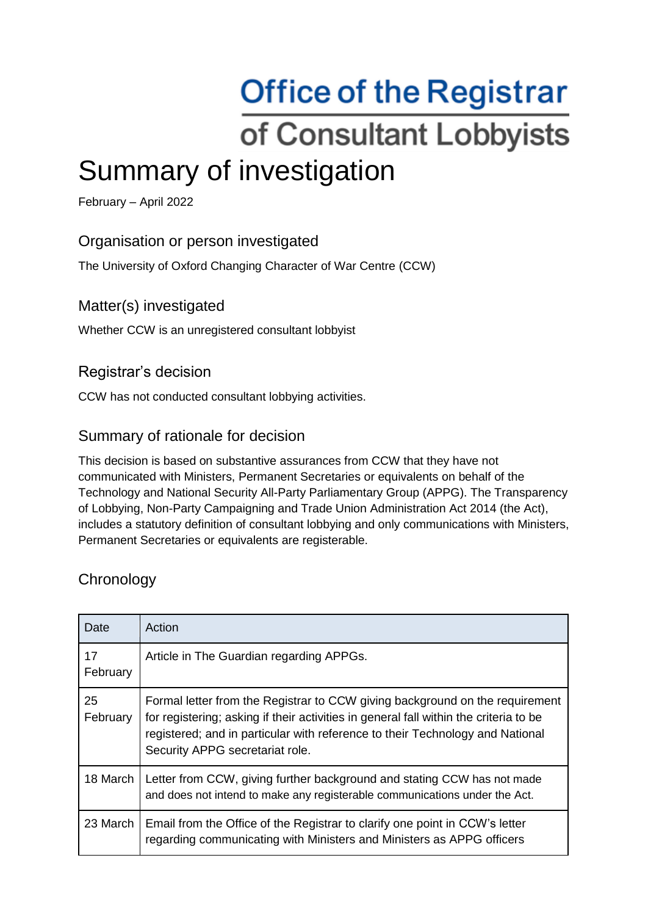# Office of the Registrar of Consultant Lobbyists

# Summary of investigation

February – April 2022

## Organisation or person investigated

The University of Oxford Changing Character of War Centre (CCW)

## Matter(s) investigated

Whether CCW is an unregistered consultant lobbyist

## Registrar's decision

CCW has not conducted consultant lobbying activities.

## Summary of rationale for decision

This decision is based on substantive assurances from CCW that they have not communicated with Ministers, Permanent Secretaries or equivalents on behalf of the Technology and National Security All-Party Parliamentary Group (APPG). The Transparency of Lobbying, Non-Party Campaigning and Trade Union Administration Act 2014 (the Act), includes a statutory definition of consultant lobbying and only communications with Ministers, Permanent Secretaries or equivalents are registerable.

## Chronology

| Date | Action |
|---|---|
| 17 February | Article in The Guardian regarding APPGs. |
| 25 February | Formal letter from the Registrar to CCW giving background on the requirement for registering; asking if their activities in general fall within the criteria to be registered; and in particular with reference to their Technology and National Security APPG secretariat role. |
| 18 March | Letter from CCW, giving further background and stating CCW has not made and does not intend to make any registerable communications under the Act. |
| 23 March | Email from the Office of the Registrar to clarify one point in CCW's letter regarding communicating with Ministers and Ministers as APPG officers |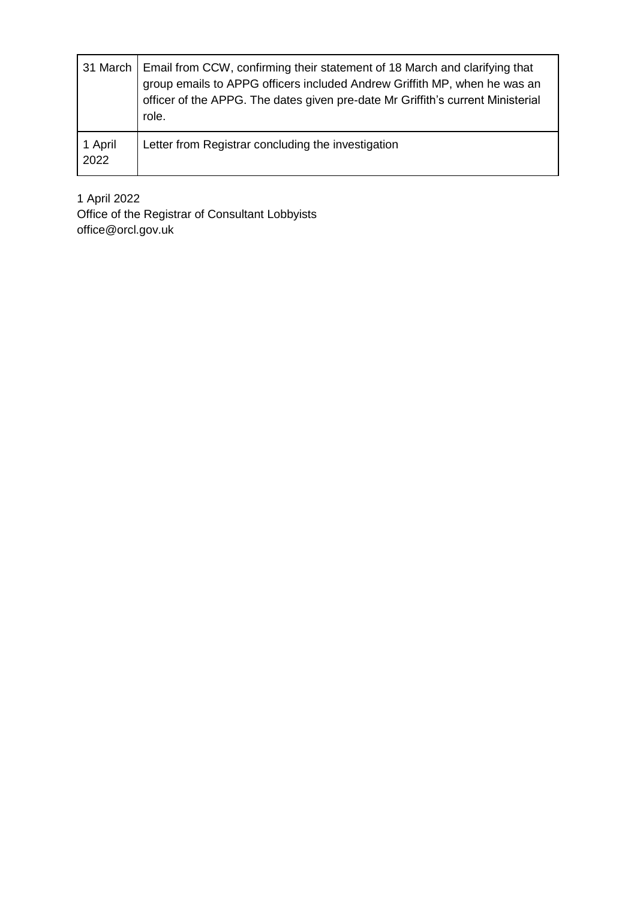| | |
|---|---|
| 31 March | Email from CCW, confirming their statement of 18 March and clarifying that group emails to APPG officers included Andrew Griffith MP, when he was an officer of the APPG. The dates given pre-date Mr Griffith's current Ministerial role. |
| 1 April 2022 | Letter from Registrar concluding the investigation |

1 April 2022
Office of the Registrar of Consultant Lobbyists
office@orcl.gov.uk